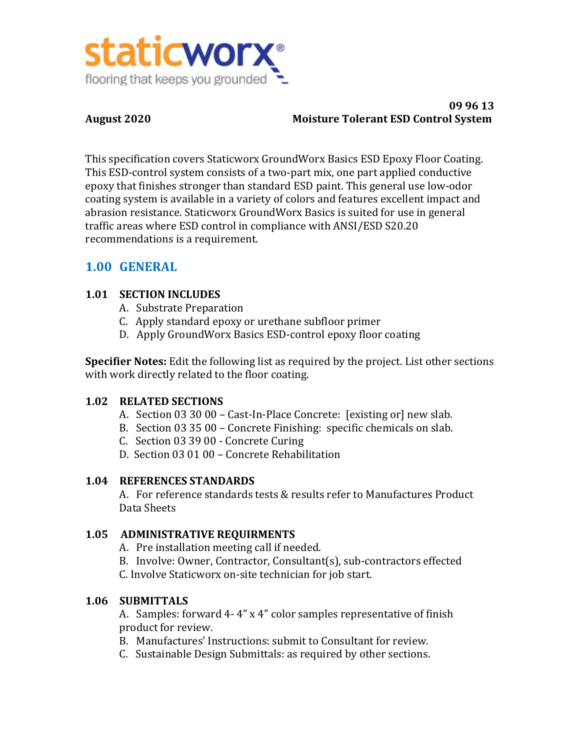staticworx®
flooring that keeps you grounded

**09 96 13**

**August 2020** **Moisture Tolerant ESD Control System**

This specification covers Staticworx GroundWorx Basics ESD Epoxy Floor Coating. This ESD-control system consists of a two-part mix, one part applied conductive epoxy that finishes stronger than standard ESD paint. This general use low-odor coating system is available in a variety of colors and features excellent impact and abrasion resistance. Staticworx GroundWorx Basics is suited for use in general traffic areas where ESD control in compliance with ANSI/ESD S20.20 recommendations is a requirement.

## 1.00 GENERAL

### 1.01 SECTION INCLUDES

A. Substrate Preparation
C. Apply standard epoxy or urethane subfloor primer
D. Apply GroundWorx Basics ESD-control epoxy floor coating

**Specifier Notes:** Edit the following list as required by the project. List other sections with work directly related to the floor coating.

### 1.02 RELATED SECTIONS

A. Section 03 30 00 – Cast-In-Place Concrete: [existing or] new slab.
B. Section 03 35 00 – Concrete Finishing: specific chemicals on slab.
C. Section 03 39 00 - Concrete Curing
D. Section 03 01 00 – Concrete Rehabilitation

### 1.04 REFERENCES STANDARDS

A. For reference standards tests & results refer to Manufactures Product Data Sheets

### 1.05 ADMINISTRATIVE REQUIRMENTS

A. Pre installation meeting call if needed.
B. Involve: Owner, Contractor, Consultant(s), sub-contractors effected
C. Involve Staticworx on-site technician for job start.

### 1.06 SUBMITTALS

A. Samples: forward 4- 4” x 4” color samples representative of finish product for review.
B. Manufactures’ Instructions: submit to Consultant for review.
C. Sustainable Design Submittals: as required by other sections.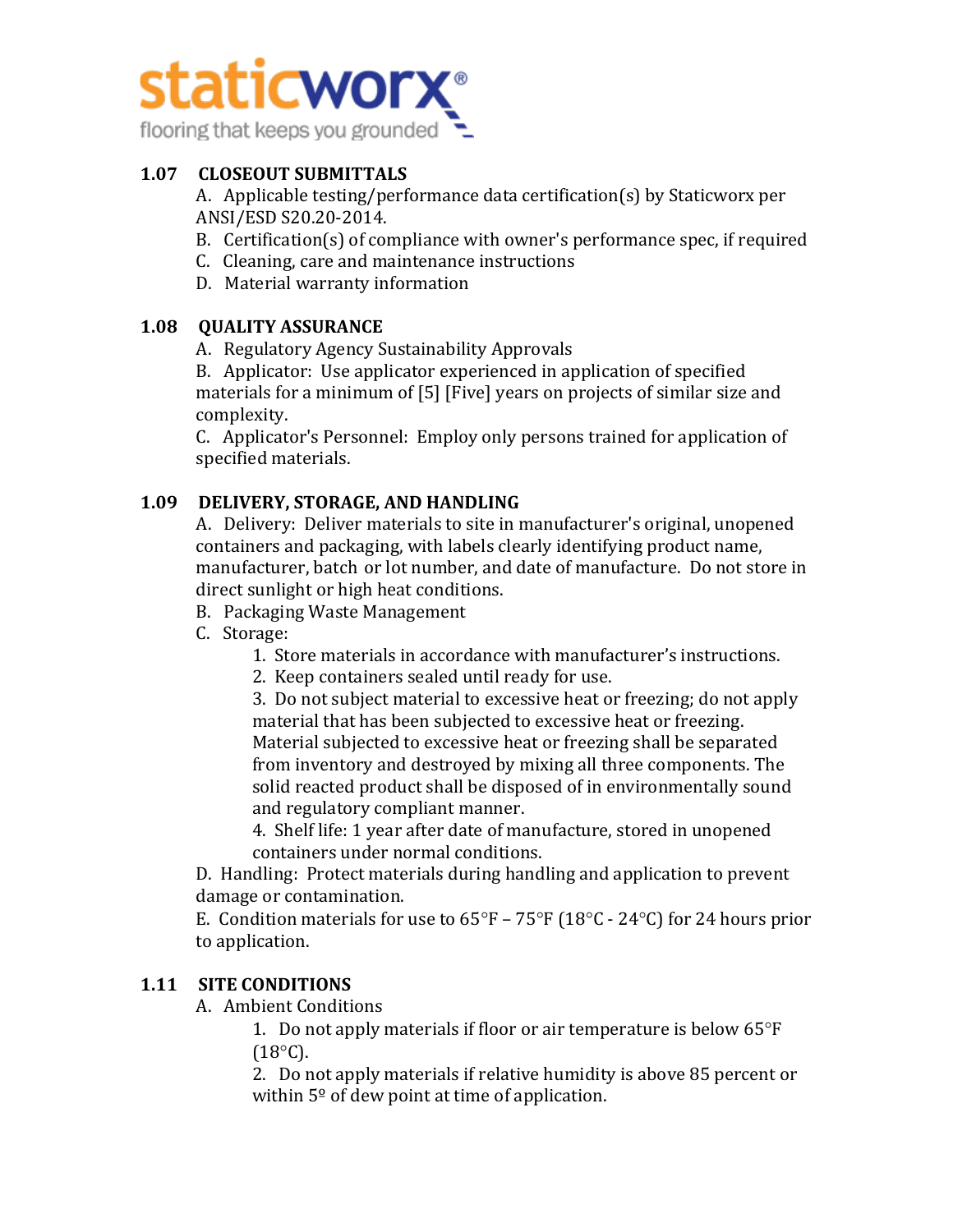### 1.07 CLOSEOUT SUBMITTALS

A. Applicable testing/performance data certification(s) by Staticworx per ANSI/ESD S20.20-2014.

B. Certification(s) of compliance with owner's performance spec, if required

C. Cleaning, care and maintenance instructions

D. Material warranty information

### 1.08 QUALITY ASSURANCE

A. Regulatory Agency Sustainability Approvals

B. Applicator: Use applicator experienced in application of specified materials for a minimum of [5] [Five] years on projects of similar size and complexity.

C. Applicator's Personnel: Employ only persons trained for application of specified materials.

### 1.09 DELIVERY, STORAGE, AND HANDLING

A. Delivery: Deliver materials to site in manufacturer's original, unopened containers and packaging, with labels clearly identifying product name, manufacturer, batch or lot number, and date of manufacture. Do not store in direct sunlight or high heat conditions.

B. Packaging Waste Management

C. Storage:

1. Store materials in accordance with manufacturer's instructions.
2. Keep containers sealed until ready for use.
3. Do not subject material to excessive heat or freezing; do not apply material that has been subjected to excessive heat or freezing. Material subjected to excessive heat or freezing shall be separated from inventory and destroyed by mixing all three components. The solid reacted product shall be disposed of in environmentally sound and regulatory compliant manner.
4. Shelf life: 1 year after date of manufacture, stored in unopened containers under normal conditions.

D. Handling: Protect materials during handling and application to prevent damage or contamination.

E. Condition materials for use to 65°F – 75°F (18°C - 24°C) for 24 hours prior to application.

### 1.11 SITE CONDITIONS

A. Ambient Conditions

1. Do not apply materials if floor or air temperature is below 65°F (18°C).
2. Do not apply materials if relative humidity is above 85 percent or within 5º of dew point at time of application.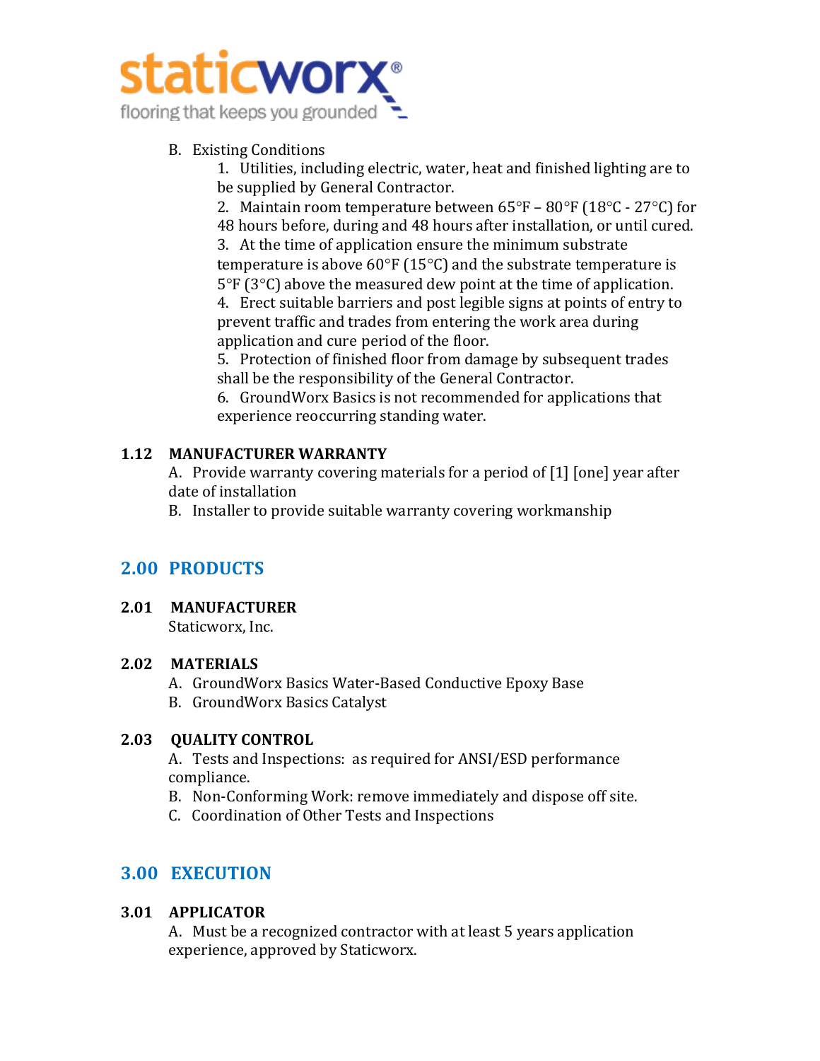B. Existing Conditions

1. Utilities, including electric, water, heat and finished lighting are to be supplied by General Contractor.
2. Maintain room temperature between 65°F – 80°F (18°C - 27°C) for 48 hours before, during and 48 hours after installation, or until cured.
3. At the time of application ensure the minimum substrate temperature is above 60°F (15°C) and the substrate temperature is 5°F (3°C) above the measured dew point at the time of application.
4. Erect suitable barriers and post legible signs at points of entry to prevent traffic and trades from entering the work area during application and cure period of the floor.
5. Protection of finished floor from damage by subsequent trades shall be the responsibility of the General Contractor.
6. GroundWorx Basics is not recommended for applications that experience reoccurring standing water.

### 1.12 MANUFACTURER WARRANTY

A. Provide warranty covering materials for a period of [1] [one] year after date of installation

B. Installer to provide suitable warranty covering workmanship

## 2.00 PRODUCTS

### 2.01 MANUFACTURER

Staticworx, Inc.

### 2.02 MATERIALS

A. GroundWorx Basics Water-Based Conductive Epoxy Base

B. GroundWorx Basics Catalyst

### 2.03 QUALITY CONTROL

A. Tests and Inspections: as required for ANSI/ESD performance compliance.

B. Non-Conforming Work: remove immediately and dispose off site.

C. Coordination of Other Tests and Inspections

## 3.00 EXECUTION

### 3.01 APPLICATOR

A. Must be a recognized contractor with at least 5 years application experience, approved by Staticworx.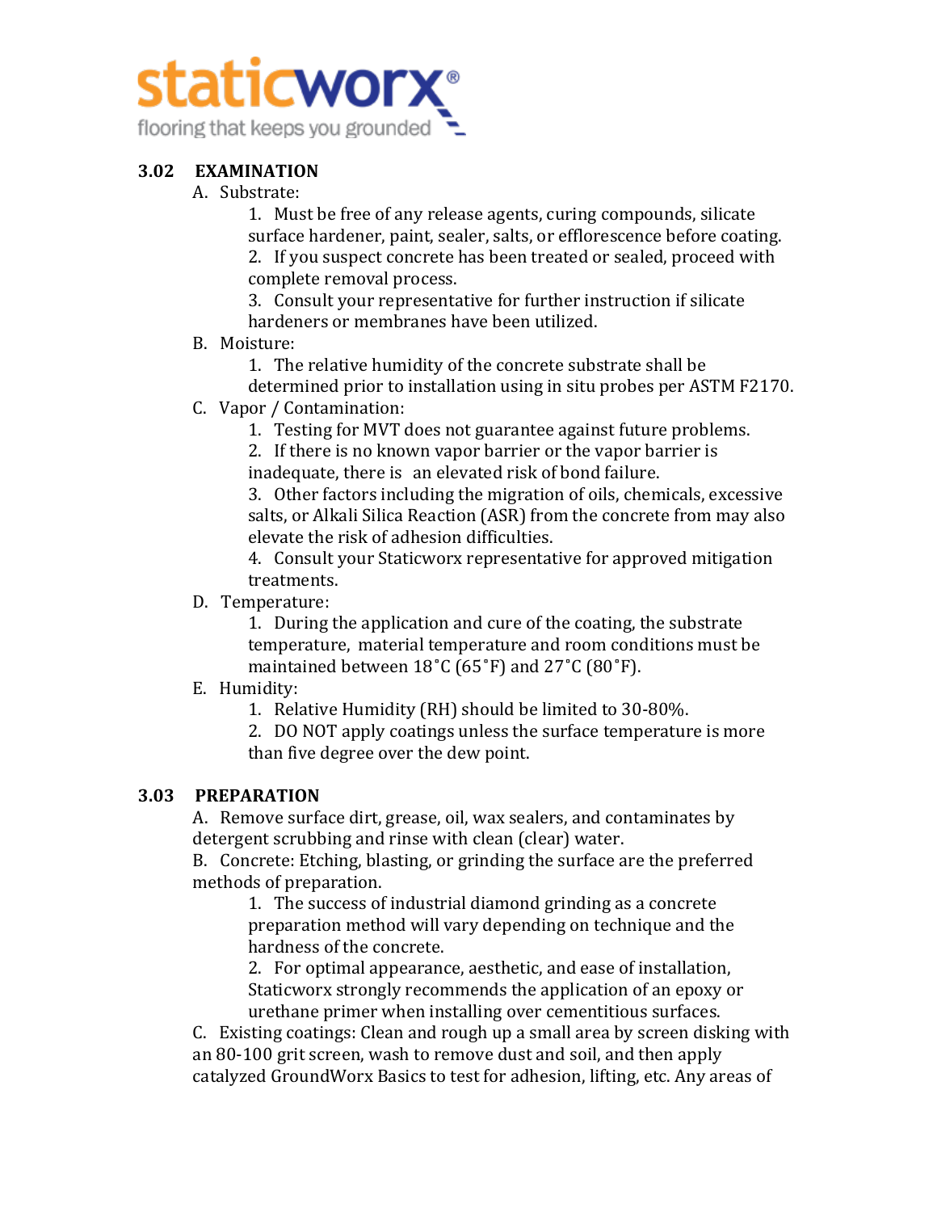## 3.02 EXAMINATION

A. Substrate:

1. Must be free of any release agents, curing compounds, silicate surface hardener, paint, sealer, salts, or efflorescence before coating.
2. If you suspect concrete has been treated or sealed, proceed with complete removal process.
3. Consult your representative for further instruction if silicate hardeners or membranes have been utilized.

B. Moisture:

1. The relative humidity of the concrete substrate shall be determined prior to installation using in situ probes per ASTM F2170.

C. Vapor / Contamination:

1. Testing for MVT does not guarantee against future problems.
2. If there is no known vapor barrier or the vapor barrier is inadequate, there is  an elevated risk of bond failure.
3. Other factors including the migration of oils, chemicals, excessive salts, or Alkali Silica Reaction (ASR) from the concrete from may also elevate the risk of adhesion difficulties.
4. Consult your Staticworx representative for approved mitigation treatments.

D. Temperature:

1. During the application and cure of the coating, the substrate temperature,  material temperature and room conditions must be maintained between 18˚C (65˚F) and 27˚C (80˚F).

E. Humidity:

1. Relative Humidity (RH) should be limited to 30-80%.
2. DO NOT apply coatings unless the surface temperature is more than five degree over the dew point.

## 3.03 PREPARATION

A. Remove surface dirt, grease, oil, wax sealers, and contaminates by detergent scrubbing and rinse with clean (clear) water.

B. Concrete: Etching, blasting, or grinding the surface are the preferred methods of preparation.

1. The success of industrial diamond grinding as a concrete preparation method will vary depending on technique and the hardness of the concrete.
2. For optimal appearance, aesthetic, and ease of installation, Staticworx strongly recommends the application of an epoxy or urethane primer when installing over cementitious surfaces.

C. Existing coatings: Clean and rough up a small area by screen disking with an 80-100 grit screen, wash to remove dust and soil, and then apply catalyzed GroundWorx Basics to test for adhesion, lifting, etc. Any areas of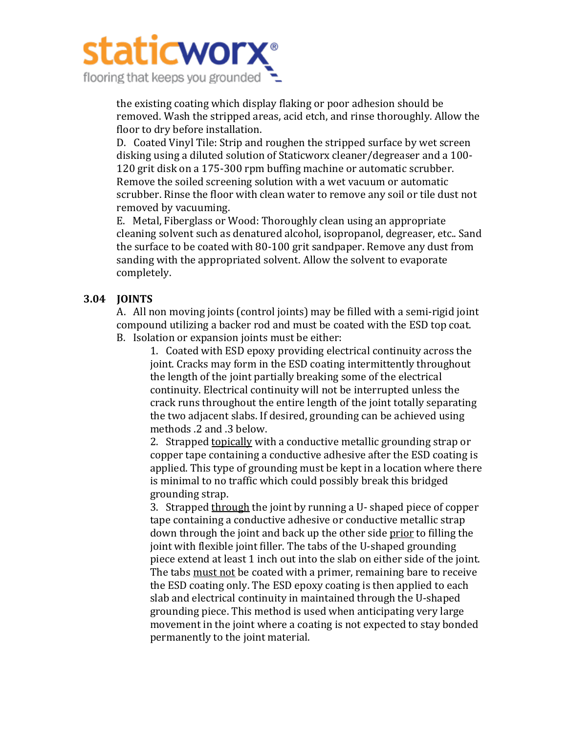the existing coating which display flaking or poor adhesion should be removed. Wash the stripped areas, acid etch, and rinse thoroughly. Allow the floor to dry before installation.

D. Coated Vinyl Tile: Strip and roughen the stripped surface by wet screen disking using a diluted solution of Staticworx cleaner/degreaser and a 100-120 grit disk on a 175-300 rpm buffing machine or automatic scrubber. Remove the soiled screening solution with a wet vacuum or automatic scrubber. Rinse the floor with clean water to remove any soil or tile dust not removed by vacuuming.

E. Metal, Fiberglass or Wood: Thoroughly clean using an appropriate cleaning solvent such as denatured alcohol, isopropanol, degreaser, etc.. Sand the surface to be coated with 80-100 grit sandpaper. Remove any dust from sanding with the appropriated solvent. Allow the solvent to evaporate completely.

### 3.04 JOINTS

A. All non moving joints (control joints) may be filled with a semi-rigid joint compound utilizing a backer rod and must be coated with the ESD top coat.

B. Isolation or expansion joints must be either:

1. Coated with ESD epoxy providing electrical continuity across the joint. Cracks may form in the ESD coating intermittently throughout the length of the joint partially breaking some of the electrical continuity. Electrical continuity will not be interrupted unless the crack runs throughout the entire length of the joint totally separating the two adjacent slabs. If desired, grounding can be achieved using methods .2 and .3 below.

2. Strapped <u>topically</u> with a conductive metallic grounding strap or copper tape containing a conductive adhesive after the ESD coating is applied. This type of grounding must be kept in a location where there is minimal to no traffic which could possibly break this bridged grounding strap.

3. Strapped <u>through</u> the joint by running a U- shaped piece of copper tape containing a conductive adhesive or conductive metallic strap down through the joint and back up the other side <u>prior</u> to filling the joint with flexible joint filler. The tabs of the U-shaped grounding piece extend at least 1 inch out into the slab on either side of the joint. The tabs <u>must not</u> be coated with a primer, remaining bare to receive the ESD coating only. The ESD epoxy coating is then applied to each slab and electrical continuity in maintained through the U-shaped grounding piece. This method is used when anticipating very large movement in the joint where a coating is not expected to stay bonded permanently to the joint material.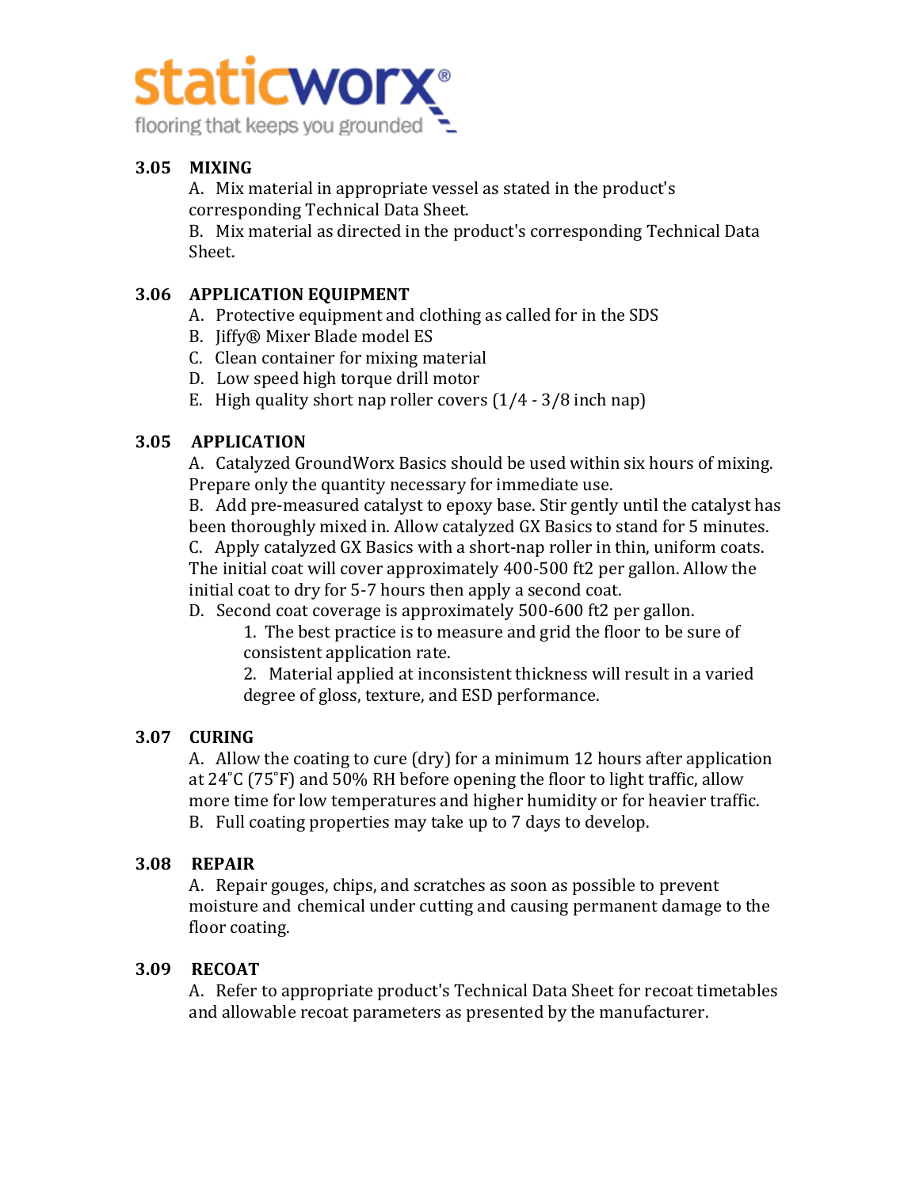### 3.05 MIXING

A. Mix material in appropriate vessel as stated in the product's corresponding Technical Data Sheet.

B. Mix material as directed in the product's corresponding Technical Data Sheet.

### 3.06 APPLICATION EQUIPMENT

A. Protective equipment and clothing as called for in the SDS

B. Jiffy® Mixer Blade model ES

C. Clean container for mixing material

D. Low speed high torque drill motor

E. High quality short nap roller covers (1/4 - 3/8 inch nap)

### 3.05 APPLICATION

A. Catalyzed GroundWorx Basics should be used within six hours of mixing. Prepare only the quantity necessary for immediate use.

B. Add pre-measured catalyst to epoxy base. Stir gently until the catalyst has been thoroughly mixed in. Allow catalyzed GX Basics to stand for 5 minutes.

C. Apply catalyzed GX Basics with a short-nap roller in thin, uniform coats. The initial coat will cover approximately 400-500 ft2 per gallon. Allow the initial coat to dry for 5-7 hours then apply a second coat.

D. Second coat coverage is approximately 500-600 ft2 per gallon.

1. The best practice is to measure and grid the floor to be sure of consistent application rate.
2. Material applied at inconsistent thickness will result in a varied degree of gloss, texture, and ESD performance.

### 3.07 CURING

A. Allow the coating to cure (dry) for a minimum 12 hours after application at 24˚C (75˚F) and 50% RH before opening the floor to light traffic, allow more time for low temperatures and higher humidity or for heavier traffic.

B. Full coating properties may take up to 7 days to develop.

### 3.08 REPAIR

A. Repair gouges, chips, and scratches as soon as possible to prevent moisture and chemical under cutting and causing permanent damage to the floor coating.

### 3.09 RECOAT

A. Refer to appropriate product's Technical Data Sheet for recoat timetables and allowable recoat parameters as presented by the manufacturer.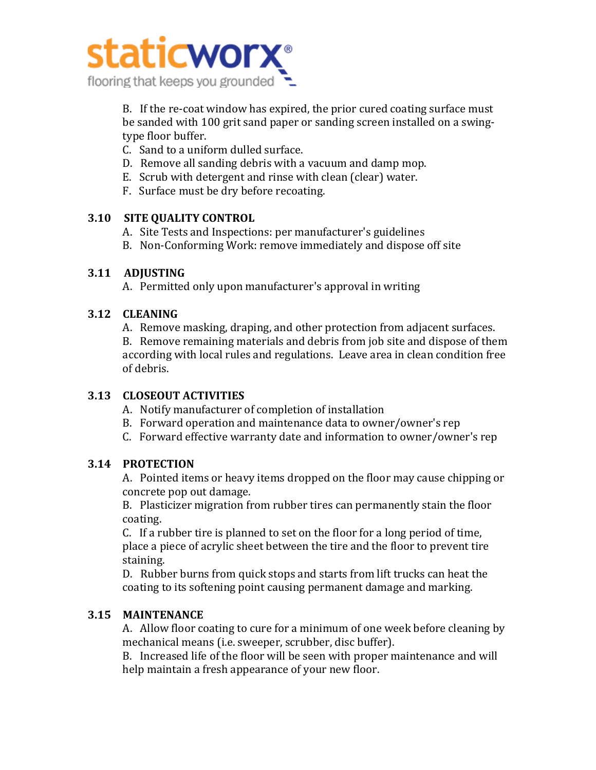B. If the re-coat window has expired, the prior cured coating surface must be sanded with 100 grit sand paper or sanding screen installed on a swing-type floor buffer.

C. Sand to a uniform dulled surface.

D. Remove all sanding debris with a vacuum and damp mop.

E. Scrub with detergent and rinse with clean (clear) water.

F. Surface must be dry before recoating.

### 3.10 SITE QUALITY CONTROL

A. Site Tests and Inspections: per manufacturer's guidelines

B. Non-Conforming Work: remove immediately and dispose off site

### 3.11 ADJUSTING

A. Permitted only upon manufacturer's approval in writing

### 3.12 CLEANING

A. Remove masking, draping, and other protection from adjacent surfaces.

B. Remove remaining materials and debris from job site and dispose of them according with local rules and regulations. Leave area in clean condition free of debris.

### 3.13 CLOSEOUT ACTIVITIES

A. Notify manufacturer of completion of installation

B. Forward operation and maintenance data to owner/owner's rep

C. Forward effective warranty date and information to owner/owner's rep

### 3.14 PROTECTION

A. Pointed items or heavy items dropped on the floor may cause chipping or concrete pop out damage.

B. Plasticizer migration from rubber tires can permanently stain the floor coating.

C. If a rubber tire is planned to set on the floor for a long period of time, place a piece of acrylic sheet between the tire and the floor to prevent tire staining.

D. Rubber burns from quick stops and starts from lift trucks can heat the coating to its softening point causing permanent damage and marking.

### 3.15 MAINTENANCE

A. Allow floor coating to cure for a minimum of one week before cleaning by mechanical means (i.e. sweeper, scrubber, disc buffer).

B. Increased life of the floor will be seen with proper maintenance and will help maintain a fresh appearance of your new floor.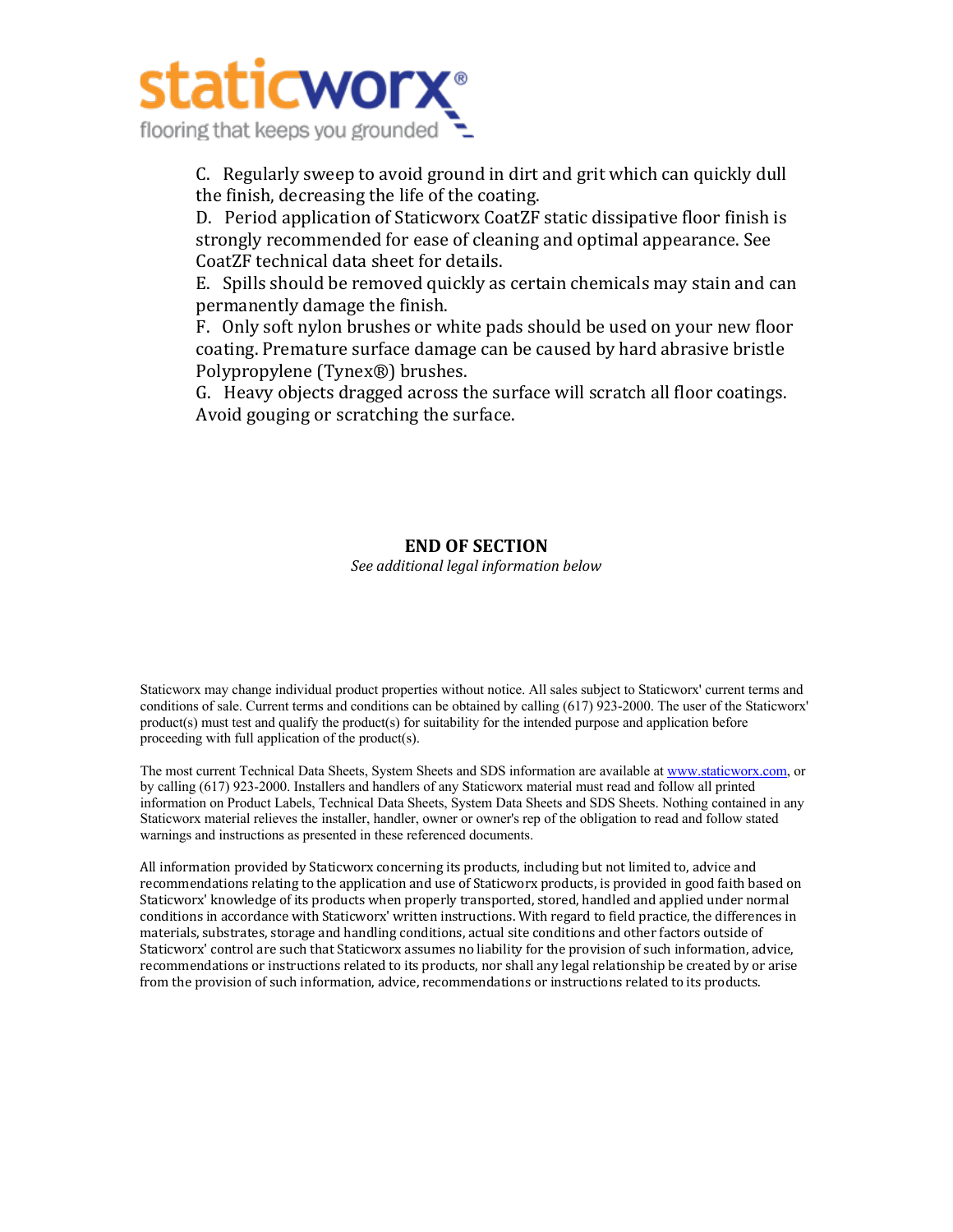C. Regularly sweep to avoid ground in dirt and grit which can quickly dull the finish, decreasing the life of the coating.

D. Period application of Staticworx CoatZF static dissipative floor finish is strongly recommended for ease of cleaning and optimal appearance. See CoatZF technical data sheet for details.

E. Spills should be removed quickly as certain chemicals may stain and can permanently damage the finish.

F. Only soft nylon brushes or white pads should be used on your new floor coating. Premature surface damage can be caused by hard abrasive bristle Polypropylene (Tynex®) brushes.

G. Heavy objects dragged across the surface will scratch all floor coatings. Avoid gouging or scratching the surface.

**END OF SECTION**

*See additional legal information below*

Staticworx may change individual product properties without notice. All sales subject to Staticworx' current terms and conditions of sale. Current terms and conditions can be obtained by calling (617) 923-2000. The user of the Staticworx' product(s) must test and qualify the product(s) for suitability for the intended purpose and application before proceeding with full application of the product(s).

The most current Technical Data Sheets, System Sheets and SDS information are available at www.staticworx.com, or by calling (617) 923-2000. Installers and handlers of any Staticworx material must read and follow all printed information on Product Labels, Technical Data Sheets, System Data Sheets and SDS Sheets. Nothing contained in any Staticworx material relieves the installer, handler, owner or owner's rep of the obligation to read and follow stated warnings and instructions as presented in these referenced documents.

All information provided by Staticworx concerning its products, including but not limited to, advice and recommendations relating to the application and use of Staticworx products, is provided in good faith based on Staticworx' knowledge of its products when properly transported, stored, handled and applied under normal conditions in accordance with Staticworx' written instructions. With regard to field practice, the differences in materials, substrates, storage and handling conditions, actual site conditions and other factors outside of Staticworx' control are such that Staticworx assumes no liability for the provision of such information, advice, recommendations or instructions related to its products, nor shall any legal relationship be created by or arise from the provision of such information, advice, recommendations or instructions related to its products.